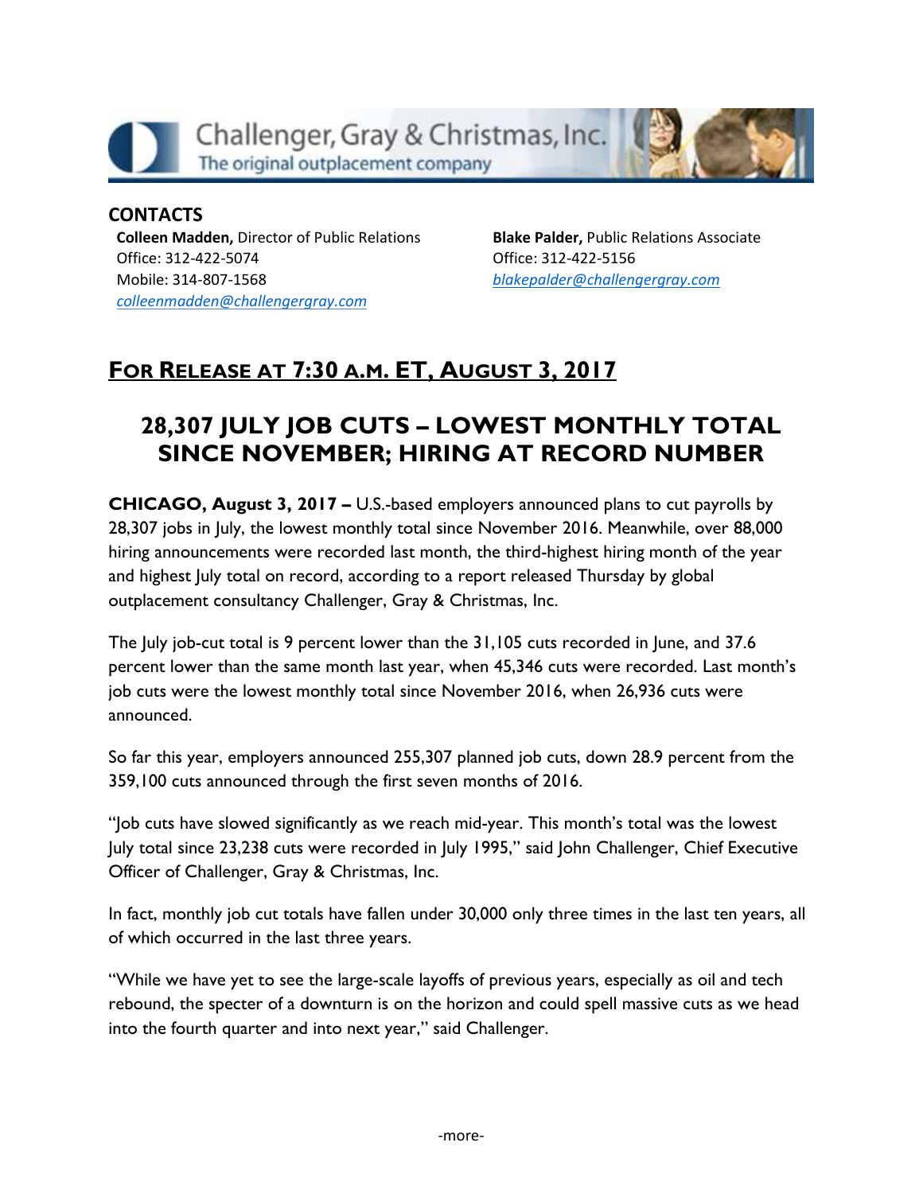Challenger, Gray & Christmas, Inc.
The original outplacement company

**CONTACTS**

**Colleen Madden,** Director of Public Relations
Office: 312-422-5074
Mobile: 314-807-1568
*colleenmadden@challengergray.com*

**Blake Palder,** Public Relations Associate
Office: 312-422-5156
*blakepalder@challengergray.com*

## FOR RELEASE AT 7:30 A.M. ET, AUGUST 3, 2017

# 28,307 JULY JOB CUTS – LOWEST MONTHLY TOTAL SINCE NOVEMBER; HIRING AT RECORD NUMBER

**CHICAGO, August 3, 2017 –** U.S.-based employers announced plans to cut payrolls by 28,307 jobs in July, the lowest monthly total since November 2016. Meanwhile, over 88,000 hiring announcements were recorded last month, the third-highest hiring month of the year and highest July total on record, according to a report released Thursday by global outplacement consultancy Challenger, Gray & Christmas, Inc.

The July job-cut total is 9 percent lower than the 31,105 cuts recorded in June, and 37.6 percent lower than the same month last year, when 45,346 cuts were recorded. Last month's job cuts were the lowest monthly total since November 2016, when 26,936 cuts were announced.

So far this year, employers announced 255,307 planned job cuts, down 28.9 percent from the 359,100 cuts announced through the first seven months of 2016.

"Job cuts have slowed significantly as we reach mid-year. This month's total was the lowest July total since 23,238 cuts were recorded in July 1995," said John Challenger, Chief Executive Officer of Challenger, Gray & Christmas, Inc.

In fact, monthly job cut totals have fallen under 30,000 only three times in the last ten years, all of which occurred in the last three years.

"While we have yet to see the large-scale layoffs of previous years, especially as oil and tech rebound, the specter of a downturn is on the horizon and could spell massive cuts as we head into the fourth quarter and into next year," said Challenger.

-more-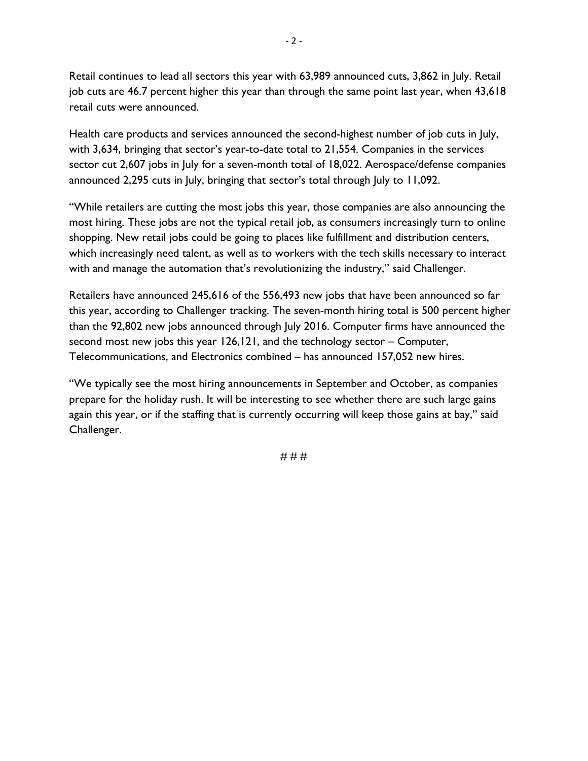Retail continues to lead all sectors this year with 63,989 announced cuts, 3,862 in July. Retail job cuts are 46.7 percent higher this year than through the same point last year, when 43,618 retail cuts were announced.

Health care products and services announced the second-highest number of job cuts in July, with 3,634, bringing that sector's year-to-date total to 21,554. Companies in the services sector cut 2,607 jobs in July for a seven-month total of 18,022. Aerospace/defense companies announced 2,295 cuts in July, bringing that sector's total through July to 11,092.

"While retailers are cutting the most jobs this year, those companies are also announcing the most hiring. These jobs are not the typical retail job, as consumers increasingly turn to online shopping. New retail jobs could be going to places like fulfillment and distribution centers, which increasingly need talent, as well as to workers with the tech skills necessary to interact with and manage the automation that's revolutionizing the industry," said Challenger.

Retailers have announced 245,616 of the 556,493 new jobs that have been announced so far this year, according to Challenger tracking. The seven-month hiring total is 500 percent higher than the 92,802 new jobs announced through July 2016. Computer firms have announced the second most new jobs this year 126,121, and the technology sector – Computer, Telecommunications, and Electronics combined – has announced 157,052 new hires.

"We typically see the most hiring announcements in September and October, as companies prepare for the holiday rush. It will be interesting to see whether there are such large gains again this year, or if the staffing that is currently occurring will keep those gains at bay," said Challenger.

# # #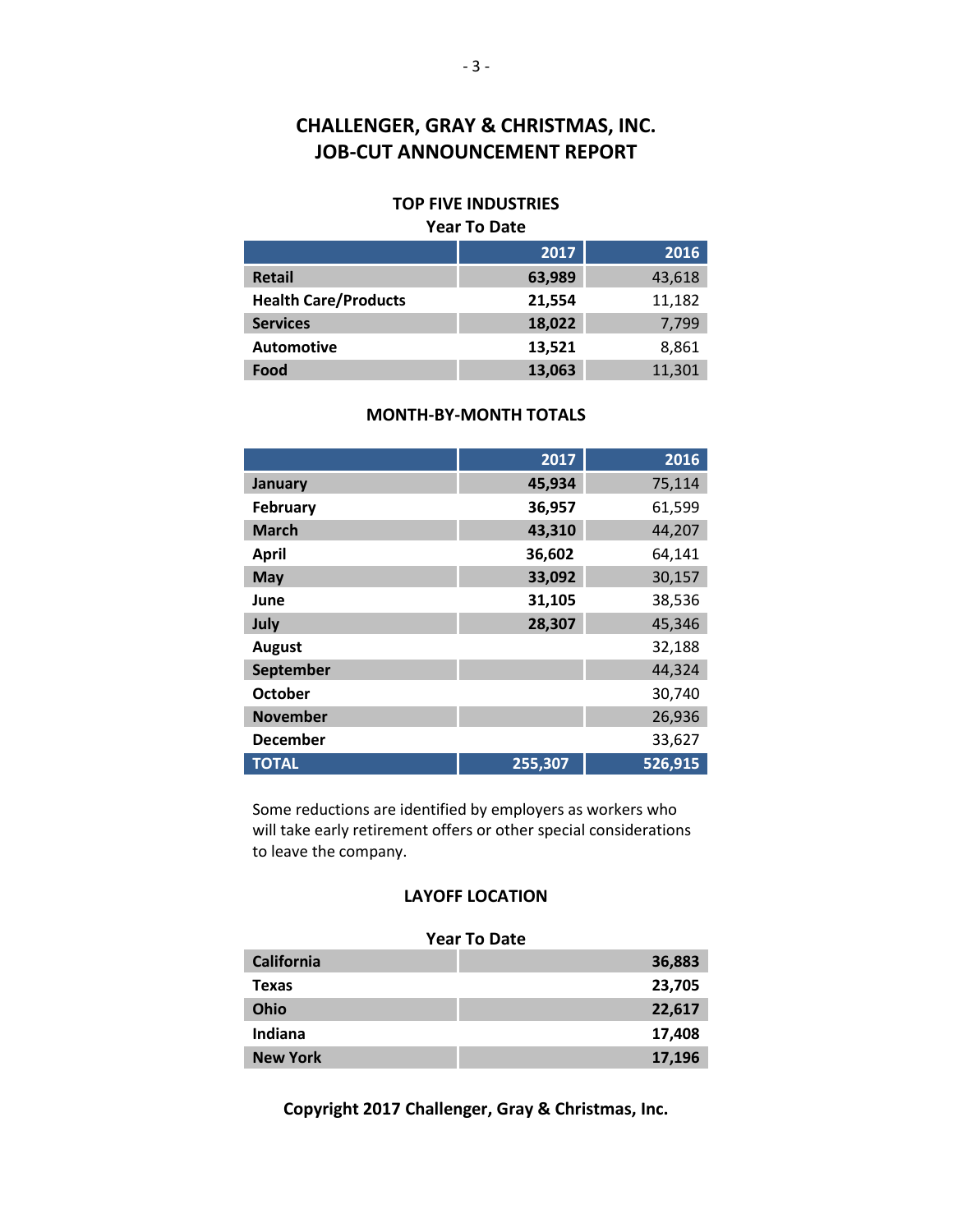# CHALLENGER, GRAY & CHRISTMAS, INC.
# JOB-CUT ANNOUNCEMENT REPORT

### TOP FIVE INDUSTRIES
**Year To Date**

| | 2017 | 2016 |
|---|---|---|
| **Retail** | **63,989** | 43,618 |
| **Health Care/Products** | **21,554** | 11,182 |
| **Services** | **18,022** | 7,799 |
| **Automotive** | **13,521** | 8,861 |
| **Food** | **13,063** | 11,301 |

### MONTH-BY-MONTH TOTALS

| | 2017 | 2016 |
|---|---|---|
| **January** | **45,934** | 75,114 |
| **February** | **36,957** | 61,599 |
| **March** | **43,310** | 44,207 |
| **April** | **36,602** | 64,141 |
| **May** | **33,092** | 30,157 |
| **June** | **31,105** | 38,536 |
| **July** | **28,307** | 45,346 |
| **August** | | 32,188 |
| **September** | | 44,324 |
| **October** | | 30,740 |
| **November** | | 26,936 |
| **December** | | 33,627 |
| **TOTAL** | **255,307** | **526,915** |

Some reductions are identified by employers as workers who will take early retirement offers or other special considerations to leave the company.

### LAYOFF LOCATION

**Year To Date**

| | |
|---|---|
| **California** | **36,883** |
| **Texas** | **23,705** |
| **Ohio** | **22,617** |
| **Indiana** | **17,408** |
| **New York** | **17,196** |

**Copyright 2017 Challenger, Gray & Christmas, Inc.**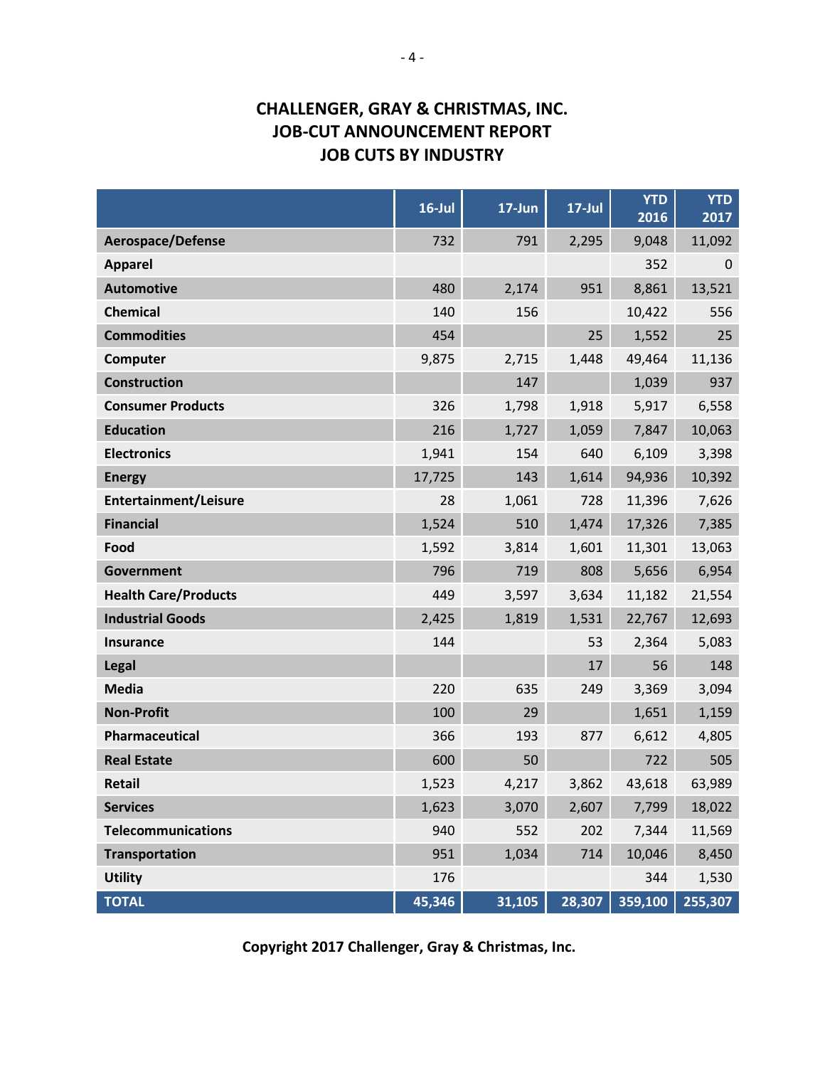# CHALLENGER, GRAY & CHRISTMAS, INC.
# JOB-CUT ANNOUNCEMENT REPORT
# JOB CUTS BY INDUSTRY

| | 16-Jul | 17-Jun | 17-Jul | YTD 2016 | YTD 2017 |
|---|---|---|---|---|---|
| **Aerospace/Defense** | 732 | 791 | 2,295 | 9,048 | 11,092 |
| **Apparel** | | | | 352 | 0 |
| **Automotive** | 480 | 2,174 | 951 | 8,861 | 13,521 |
| **Chemical** | 140 | 156 | | 10,422 | 556 |
| **Commodities** | 454 | | 25 | 1,552 | 25 |
| **Computer** | 9,875 | 2,715 | 1,448 | 49,464 | 11,136 |
| **Construction** | | 147 | | 1,039 | 937 |
| **Consumer Products** | 326 | 1,798 | 1,918 | 5,917 | 6,558 |
| **Education** | 216 | 1,727 | 1,059 | 7,847 | 10,063 |
| **Electronics** | 1,941 | 154 | 640 | 6,109 | 3,398 |
| **Energy** | 17,725 | 143 | 1,614 | 94,936 | 10,392 |
| **Entertainment/Leisure** | 28 | 1,061 | 728 | 11,396 | 7,626 |
| **Financial** | 1,524 | 510 | 1,474 | 17,326 | 7,385 |
| **Food** | 1,592 | 3,814 | 1,601 | 11,301 | 13,063 |
| **Government** | 796 | 719 | 808 | 5,656 | 6,954 |
| **Health Care/Products** | 449 | 3,597 | 3,634 | 11,182 | 21,554 |
| **Industrial Goods** | 2,425 | 1,819 | 1,531 | 22,767 | 12,693 |
| **Insurance** | 144 | | 53 | 2,364 | 5,083 |
| **Legal** | | | 17 | 56 | 148 |
| **Media** | 220 | 635 | 249 | 3,369 | 3,094 |
| **Non-Profit** | 100 | 29 | | 1,651 | 1,159 |
| **Pharmaceutical** | 366 | 193 | 877 | 6,612 | 4,805 |
| **Real Estate** | 600 | 50 | | 722 | 505 |
| **Retail** | 1,523 | 4,217 | 3,862 | 43,618 | 63,989 |
| **Services** | 1,623 | 3,070 | 2,607 | 7,799 | 18,022 |
| **Telecommunications** | 940 | 552 | 202 | 7,344 | 11,569 |
| **Transportation** | 951 | 1,034 | 714 | 10,046 | 8,450 |
| **Utility** | 176 | | | 344 | 1,530 |
| **TOTAL** | **45,346** | **31,105** | **28,307** | **359,100** | **255,307** |

**Copyright 2017 Challenger, Gray & Christmas, Inc.**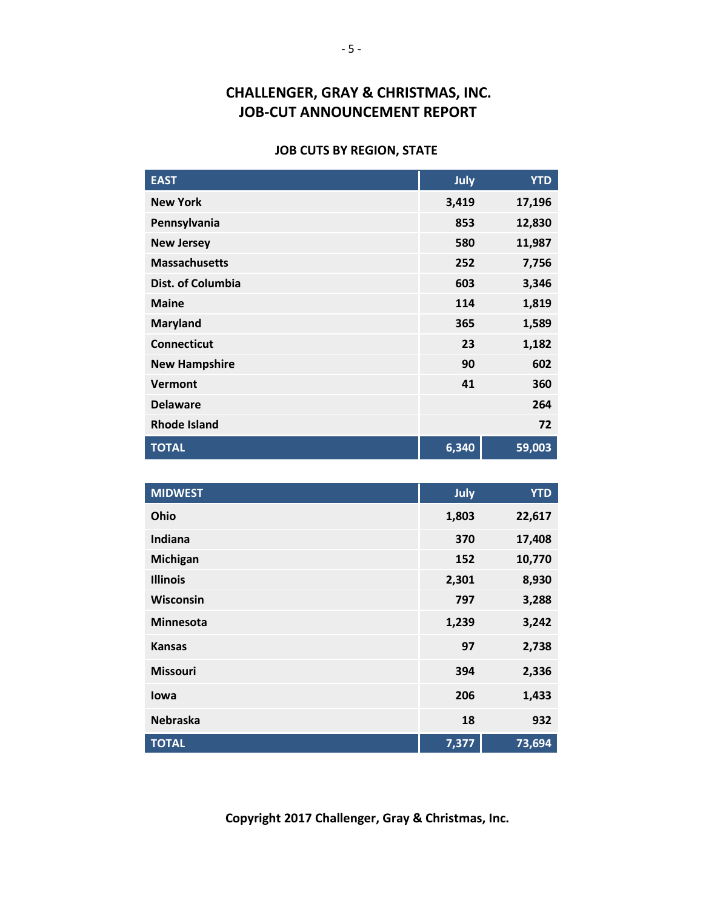# CHALLENGER, GRAY & CHRISTMAS, INC.
# JOB-CUT ANNOUNCEMENT REPORT

## JOB CUTS BY REGION, STATE

| EAST | July | YTD |
|---|---|---|
| New York | 3,419 | 17,196 |
| Pennsylvania | 853 | 12,830 |
| New Jersey | 580 | 11,987 |
| Massachusetts | 252 | 7,756 |
| Dist. of Columbia | 603 | 3,346 |
| Maine | 114 | 1,819 |
| Maryland | 365 | 1,589 |
| Connecticut | 23 | 1,182 |
| New Hampshire | 90 | 602 |
| Vermont | 41 | 360 |
| Delaware | | 264 |
| Rhode Island | | 72 |
| **TOTAL** | **6,340** | **59,003** |

| MIDWEST | July | YTD |
|---|---|---|
| Ohio | 1,803 | 22,617 |
| Indiana | 370 | 17,408 |
| Michigan | 152 | 10,770 |
| Illinois | 2,301 | 8,930 |
| Wisconsin | 797 | 3,288 |
| Minnesota | 1,239 | 3,242 |
| Kansas | 97 | 2,738 |
| Missouri | 394 | 2,336 |
| Iowa | 206 | 1,433 |
| Nebraska | 18 | 932 |
| **TOTAL** | **7,377** | **73,694** |

**Copyright 2017 Challenger, Gray & Christmas, Inc.**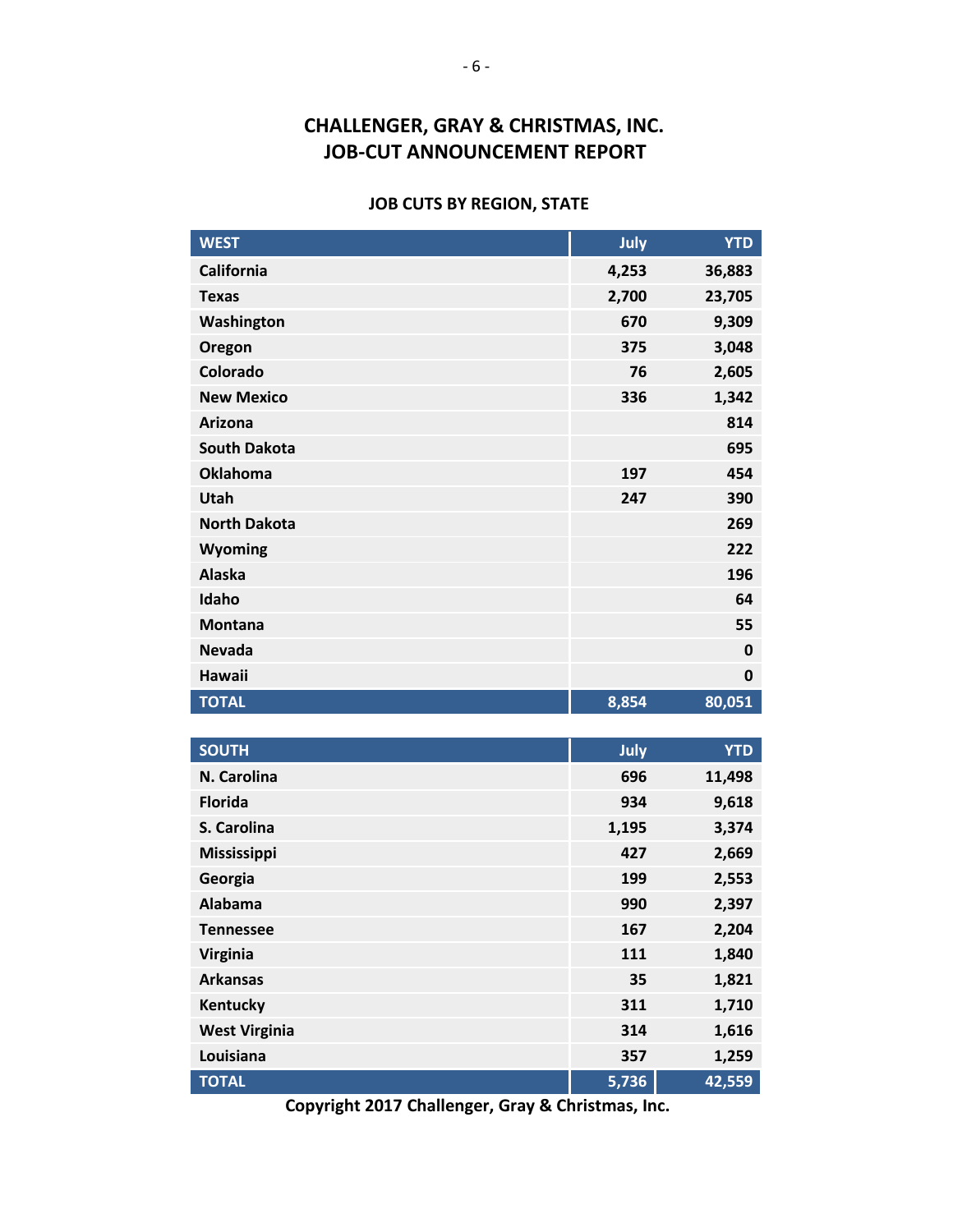## CHALLENGER, GRAY & CHRISTMAS, INC.
## JOB-CUT ANNOUNCEMENT REPORT

### JOB CUTS BY REGION, STATE

| WEST | July | YTD |
|---|---|---|
| California | 4,253 | 36,883 |
| Texas | 2,700 | 23,705 |
| Washington | 670 | 9,309 |
| Oregon | 375 | 3,048 |
| Colorado | 76 | 2,605 |
| New Mexico | 336 | 1,342 |
| Arizona | | 814 |
| South Dakota | | 695 |
| Oklahoma | 197 | 454 |
| Utah | 247 | 390 |
| North Dakota | | 269 |
| Wyoming | | 222 |
| Alaska | | 196 |
| Idaho | | 64 |
| Montana | | 55 |
| Nevada | | 0 |
| Hawaii | | 0 |
| TOTAL | 8,854 | 80,051 |

| SOUTH | July | YTD |
|---|---|---|
| N. Carolina | 696 | 11,498 |
| Florida | 934 | 9,618 |
| S. Carolina | 1,195 | 3,374 |
| Mississippi | 427 | 2,669 |
| Georgia | 199 | 2,553 |
| Alabama | 990 | 2,397 |
| Tennessee | 167 | 2,204 |
| Virginia | 111 | 1,840 |
| Arkansas | 35 | 1,821 |
| Kentucky | 311 | 1,710 |
| West Virginia | 314 | 1,616 |
| Louisiana | 357 | 1,259 |
| TOTAL | 5,736 | 42,559 |

**Copyright 2017 Challenger, Gray & Christmas, Inc.**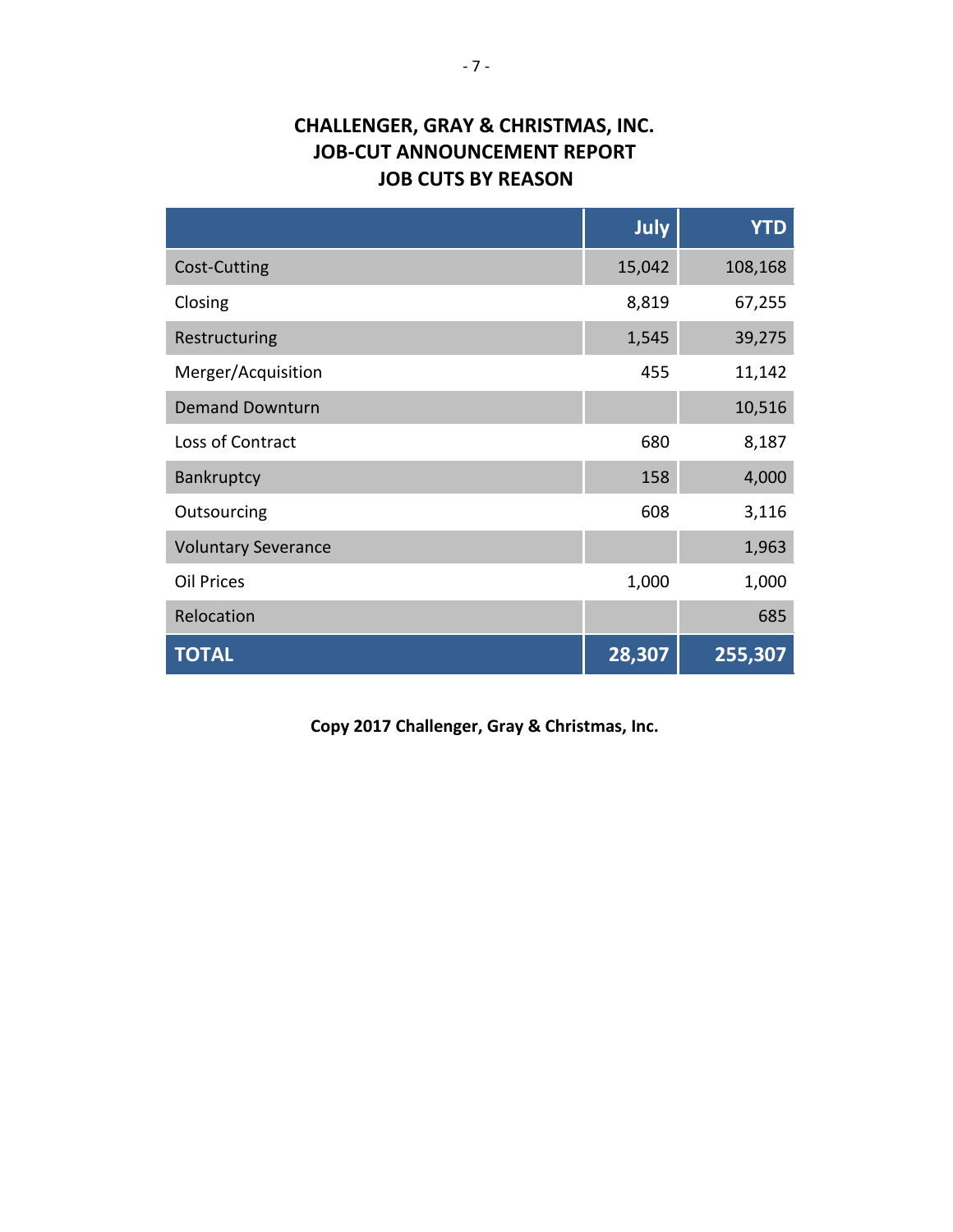# CHALLENGER, GRAY & CHRISTMAS, INC.
# JOB-CUT ANNOUNCEMENT REPORT
# JOB CUTS BY REASON

| | July | YTD |
|---|---|---|
| Cost-Cutting | 15,042 | 108,168 |
| Closing | 8,819 | 67,255 |
| Restructuring | 1,545 | 39,275 |
| Merger/Acquisition | 455 | 11,142 |
| Demand Downturn | | 10,516 |
| Loss of Contract | 680 | 8,187 |
| Bankruptcy | 158 | 4,000 |
| Outsourcing | 608 | 3,116 |
| Voluntary Severance | | 1,963 |
| Oil Prices | 1,000 | 1,000 |
| Relocation | | 685 |
| **TOTAL** | **28,307** | **255,307** |

**Copy 2017 Challenger, Gray & Christmas, Inc.**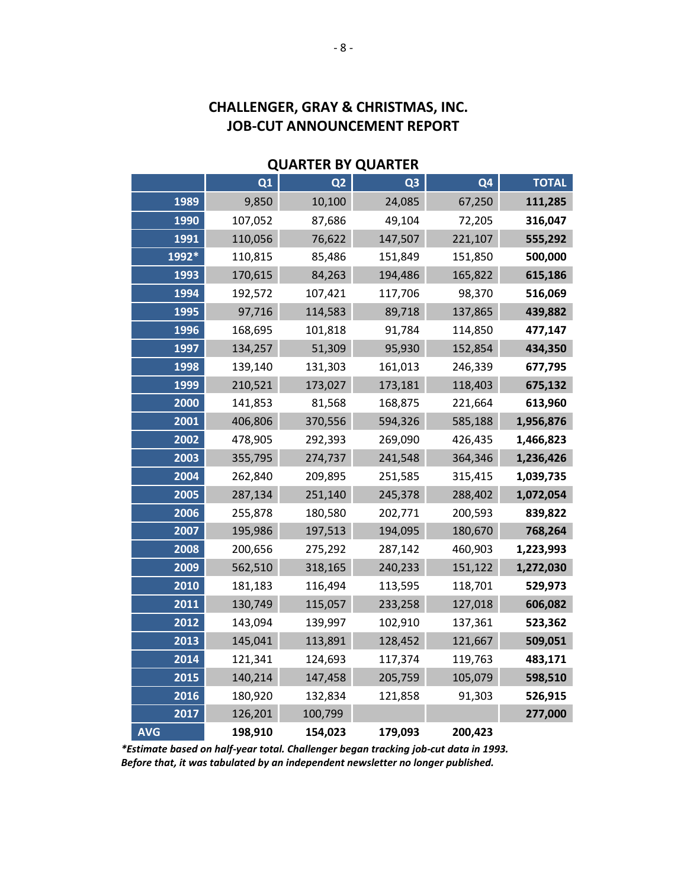# CHALLENGER, GRAY & CHRISTMAS, INC.
# JOB-CUT ANNOUNCEMENT REPORT

## QUARTER BY QUARTER

| | Q1 | Q2 | Q3 | Q4 | TOTAL |
|---|---|---|---|---|---|
| 1989 | 9,850 | 10,100 | 24,085 | 67,250 | **111,285** |
| 1990 | 107,052 | 87,686 | 49,104 | 72,205 | **316,047** |
| 1991 | 110,056 | 76,622 | 147,507 | 221,107 | **555,292** |
| 1992* | 110,815 | 85,486 | 151,849 | 151,850 | **500,000** |
| 1993 | 170,615 | 84,263 | 194,486 | 165,822 | **615,186** |
| 1994 | 192,572 | 107,421 | 117,706 | 98,370 | **516,069** |
| 1995 | 97,716 | 114,583 | 89,718 | 137,865 | **439,882** |
| 1996 | 168,695 | 101,818 | 91,784 | 114,850 | **477,147** |
| 1997 | 134,257 | 51,309 | 95,930 | 152,854 | **434,350** |
| 1998 | 139,140 | 131,303 | 161,013 | 246,339 | **677,795** |
| 1999 | 210,521 | 173,027 | 173,181 | 118,403 | **675,132** |
| 2000 | 141,853 | 81,568 | 168,875 | 221,664 | **613,960** |
| 2001 | 406,806 | 370,556 | 594,326 | 585,188 | **1,956,876** |
| 2002 | 478,905 | 292,393 | 269,090 | 426,435 | **1,466,823** |
| 2003 | 355,795 | 274,737 | 241,548 | 364,346 | **1,236,426** |
| 2004 | 262,840 | 209,895 | 251,585 | 315,415 | **1,039,735** |
| 2005 | 287,134 | 251,140 | 245,378 | 288,402 | **1,072,054** |
| 2006 | 255,878 | 180,580 | 202,771 | 200,593 | **839,822** |
| 2007 | 195,986 | 197,513 | 194,095 | 180,670 | **768,264** |
| 2008 | 200,656 | 275,292 | 287,142 | 460,903 | **1,223,993** |
| 2009 | 562,510 | 318,165 | 240,233 | 151,122 | **1,272,030** |
| 2010 | 181,183 | 116,494 | 113,595 | 118,701 | **529,973** |
| 2011 | 130,749 | 115,057 | 233,258 | 127,018 | **606,082** |
| 2012 | 143,094 | 139,997 | 102,910 | 137,361 | **523,362** |
| 2013 | 145,041 | 113,891 | 128,452 | 121,667 | **509,051** |
| 2014 | 121,341 | 124,693 | 117,374 | 119,763 | **483,171** |
| 2015 | 140,214 | 147,458 | 205,759 | 105,079 | **598,510** |
| 2016 | 180,920 | 132,834 | 121,858 | 91,303 | **526,915** |
| 2017 | 126,201 | 100,799 | | | **277,000** |
| AVG | **198,910** | **154,023** | **179,093** | **200,423** | |

***Estimate based on half-year total. Challenger began tracking job-cut data in 1993. Before that, it was tabulated by an independent newsletter no longer published.***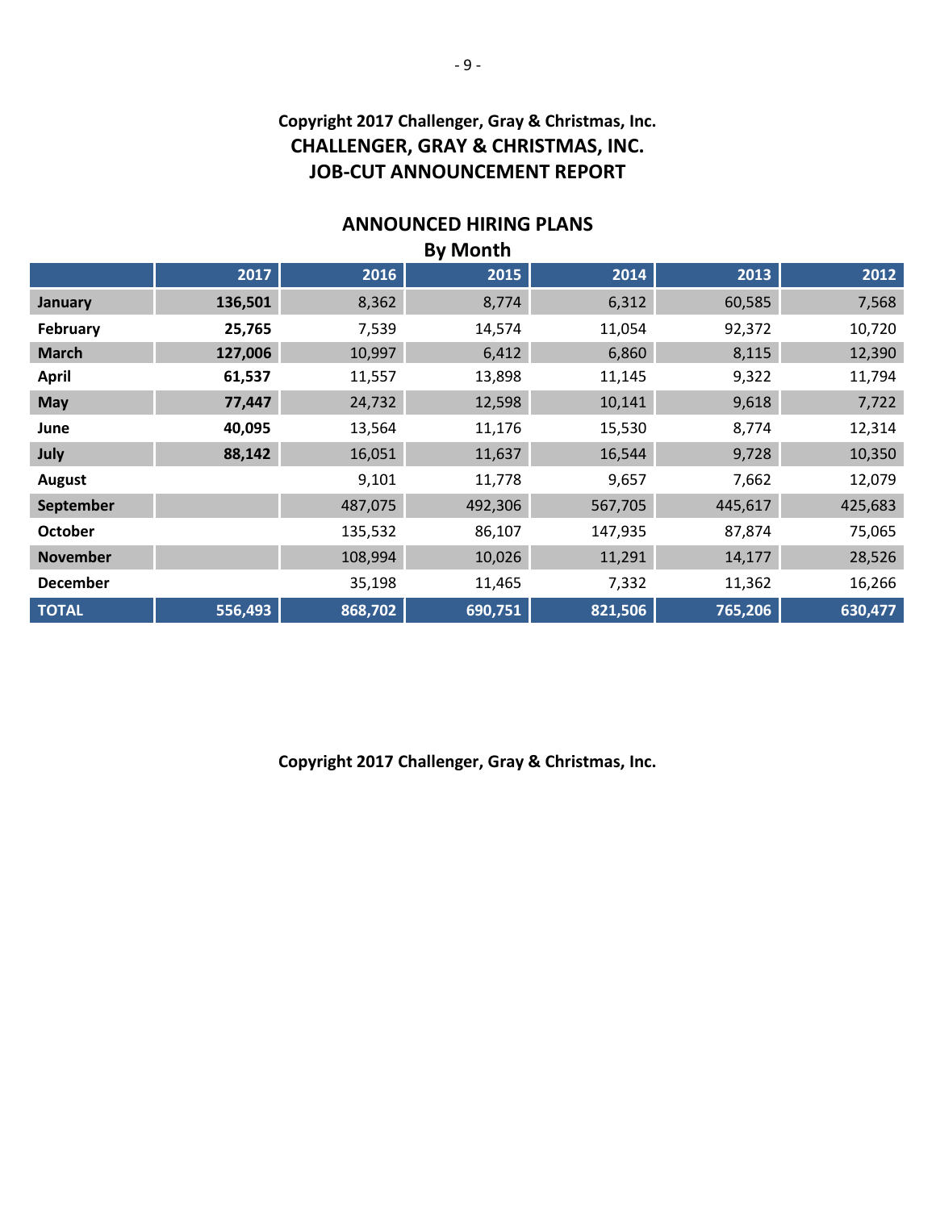**Copyright 2017 Challenger, Gray & Christmas, Inc.**

## CHALLENGER, GRAY & CHRISTMAS, INC.
## JOB-CUT ANNOUNCEMENT REPORT

### ANNOUNCED HIRING PLANS
### By Month

| | 2017 | 2016 | 2015 | 2014 | 2013 | 2012 |
|---|---|---|---|---|---|---|
| **January** | **136,501** | 8,362 | 8,774 | 6,312 | 60,585 | 7,568 |
| **February** | **25,765** | 7,539 | 14,574 | 11,054 | 92,372 | 10,720 |
| **March** | **127,006** | 10,997 | 6,412 | 6,860 | 8,115 | 12,390 |
| **April** | **61,537** | 11,557 | 13,898 | 11,145 | 9,322 | 11,794 |
| **May** | **77,447** | 24,732 | 12,598 | 10,141 | 9,618 | 7,722 |
| **June** | **40,095** | 13,564 | 11,176 | 15,530 | 8,774 | 12,314 |
| **July** | **88,142** | 16,051 | 11,637 | 16,544 | 9,728 | 10,350 |
| **August** | | 9,101 | 11,778 | 9,657 | 7,662 | 12,079 |
| **September** | | 487,075 | 492,306 | 567,705 | 445,617 | 425,683 |
| **October** | | 135,532 | 86,107 | 147,935 | 87,874 | 75,065 |
| **November** | | 108,994 | 10,026 | 11,291 | 14,177 | 28,526 |
| **December** | | 35,198 | 11,465 | 7,332 | 11,362 | 16,266 |
| **TOTAL** | **556,493** | **868,702** | **690,751** | **821,506** | **765,206** | **630,477** |

**Copyright 2017 Challenger, Gray & Christmas, Inc.**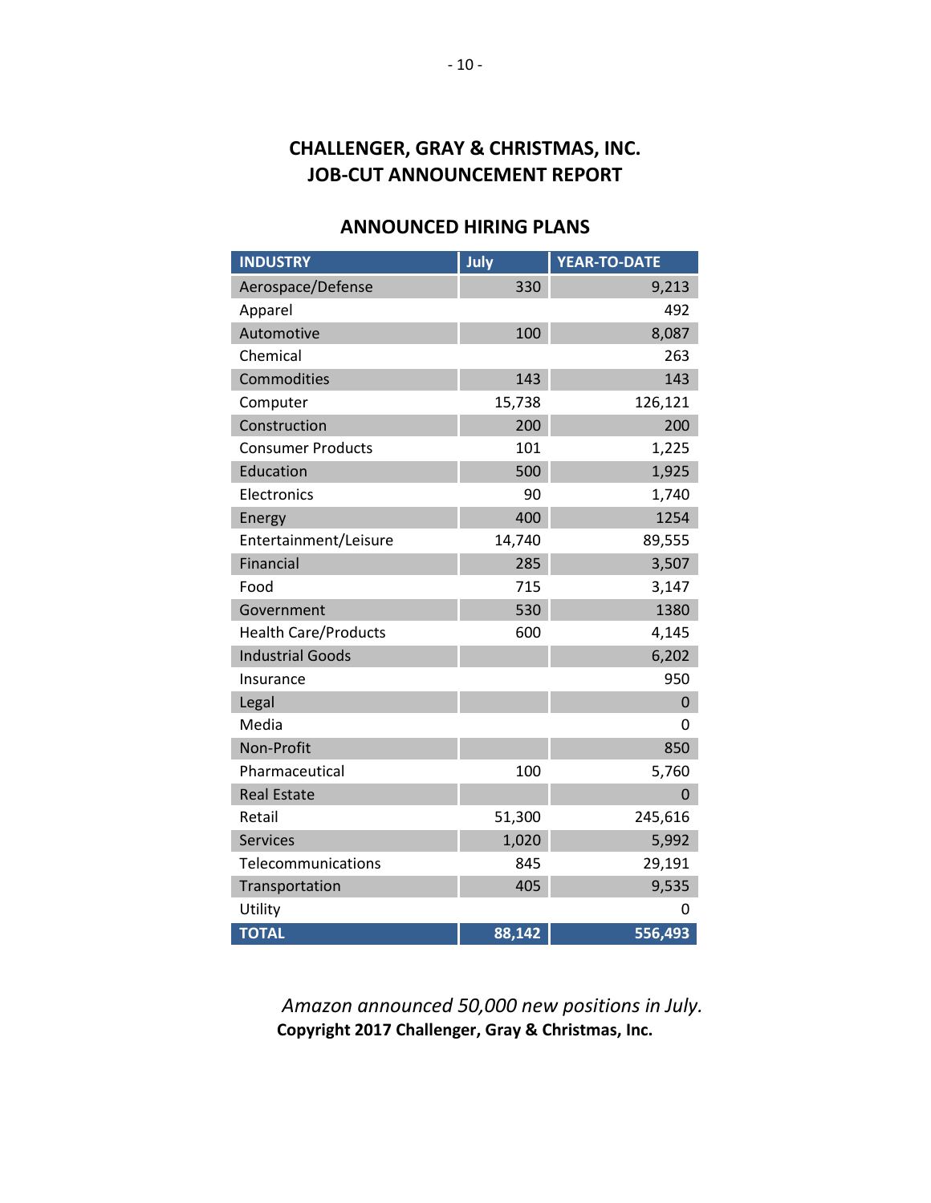# CHALLENGER, GRAY & CHRISTMAS, INC.
# JOB-CUT ANNOUNCEMENT REPORT

## ANNOUNCED HIRING PLANS

| INDUSTRY | July | YEAR-TO-DATE |
|---|---|---|
| Aerospace/Defense | 330 | 9,213 |
| Apparel | | 492 |
| Automotive | 100 | 8,087 |
| Chemical | | 263 |
| Commodities | 143 | 143 |
| Computer | 15,738 | 126,121 |
| Construction | 200 | 200 |
| Consumer Products | 101 | 1,225 |
| Education | 500 | 1,925 |
| Electronics | 90 | 1,740 |
| Energy | 400 | 1254 |
| Entertainment/Leisure | 14,740 | 89,555 |
| Financial | 285 | 3,507 |
| Food | 715 | 3,147 |
| Government | 530 | 1380 |
| Health Care/Products | 600 | 4,145 |
| Industrial Goods | | 6,202 |
| Insurance | | 950 |
| Legal | | 0 |
| Media | | 0 |
| Non-Profit | | 850 |
| Pharmaceutical | 100 | 5,760 |
| Real Estate | | 0 |
| Retail | 51,300 | 245,616 |
| Services | 1,020 | 5,992 |
| Telecommunications | 845 | 29,191 |
| Transportation | 405 | 9,535 |
| Utility | | 0 |
| **TOTAL** | **88,142** | **556,493** |

*Amazon announced 50,000 new positions in July.*

**Copyright 2017 Challenger, Gray & Christmas, Inc.**